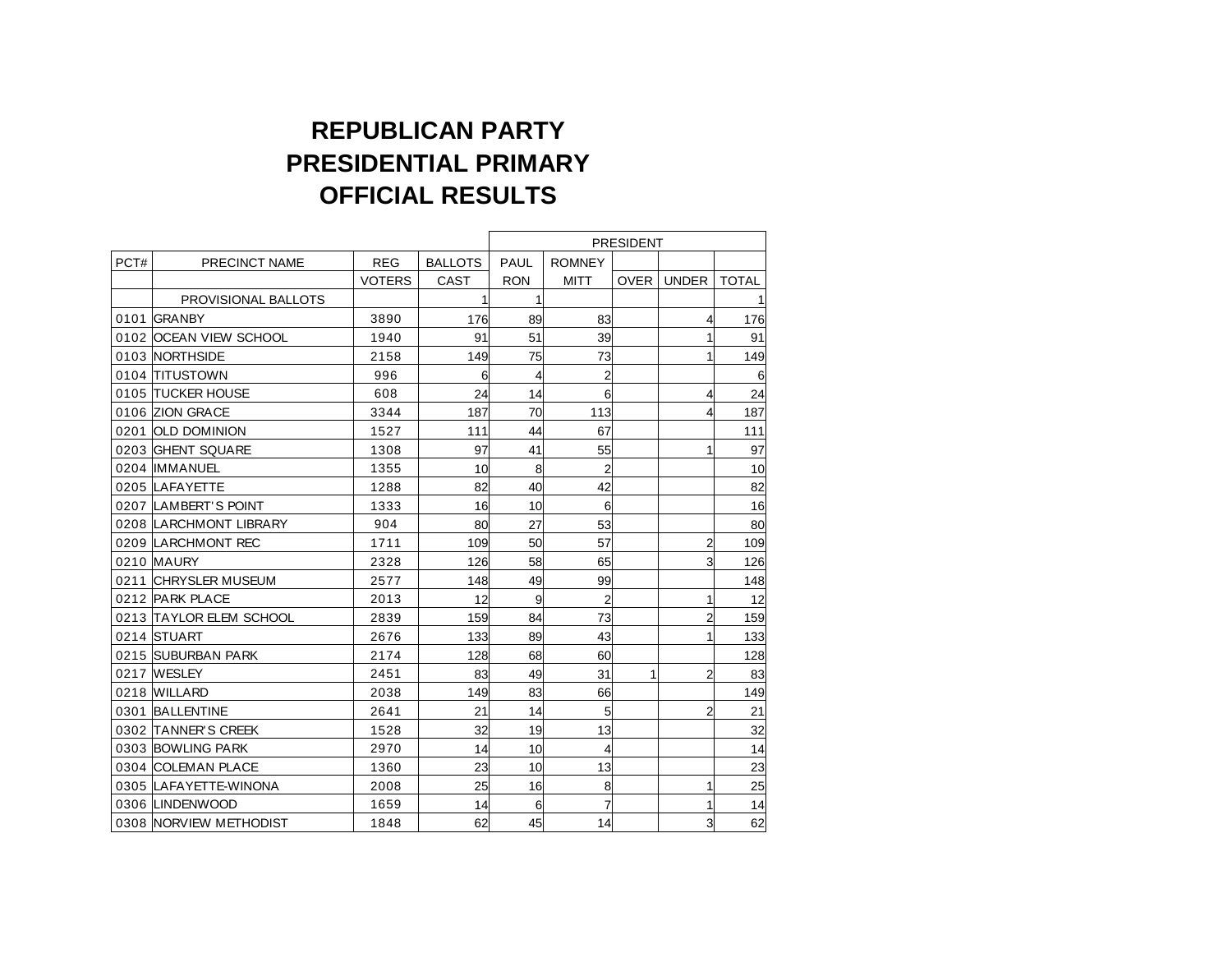# REPUBLICAN PARTY
# PRESIDENTIAL PRIMARY
# OFFICIAL RESULTS

| PCT# | PRECINCT NAME | REG VOTERS | BALLOTS CAST | PRESIDENT | | | | |
|---|---|---|---|---|---|---|---|---|
| | | | | PAUL RON | ROMNEY MITT | OVER | UNDER | TOTAL |
| | PROVISIONAL BALLOTS | | 1 | 1 | | | | 1 |
| 0101 | GRANBY | 3890 | 176 | 89 | 83 | | 4 | 176 |
| 0102 | OCEAN VIEW SCHOOL | 1940 | 91 | 51 | 39 | | 1 | 91 |
| 0103 | NORTHSIDE | 2158 | 149 | 75 | 73 | | 1 | 149 |
| 0104 | TITUSTOWN | 996 | 6 | 4 | 2 | | | 6 |
| 0105 | TUCKER HOUSE | 608 | 24 | 14 | 6 | | 4 | 24 |
| 0106 | ZION GRACE | 3344 | 187 | 70 | 113 | | 4 | 187 |
| 0201 | OLD DOMINION | 1527 | 111 | 44 | 67 | | | 111 |
| 0203 | GHENT SQUARE | 1308 | 97 | 41 | 55 | | 1 | 97 |
| 0204 | IMMANUEL | 1355 | 10 | 8 | 2 | | | 10 |
| 0205 | LAFAYETTE | 1288 | 82 | 40 | 42 | | | 82 |
| 0207 | LAMBERT'S POINT | 1333 | 16 | 10 | 6 | | | 16 |
| 0208 | LARCHMONT LIBRARY | 904 | 80 | 27 | 53 | | | 80 |
| 0209 | LARCHMONT REC | 1711 | 109 | 50 | 57 | | 2 | 109 |
| 0210 | MAURY | 2328 | 126 | 58 | 65 | | 3 | 126 |
| 0211 | CHRYSLER MUSEUM | 2577 | 148 | 49 | 99 | | | 148 |
| 0212 | PARK PLACE | 2013 | 12 | 9 | 2 | | 1 | 12 |
| 0213 | TAYLOR ELEM SCHOOL | 2839 | 159 | 84 | 73 | | 2 | 159 |
| 0214 | STUART | 2676 | 133 | 89 | 43 | | 1 | 133 |
| 0215 | SUBURBAN PARK | 2174 | 128 | 68 | 60 | | | 128 |
| 0217 | WESLEY | 2451 | 83 | 49 | 31 | 1 | 2 | 83 |
| 0218 | WILLARD | 2038 | 149 | 83 | 66 | | | 149 |
| 0301 | BALLENTINE | 2641 | 21 | 14 | 5 | | 2 | 21 |
| 0302 | TANNER'S CREEK | 1528 | 32 | 19 | 13 | | | 32 |
| 0303 | BOWLING PARK | 2970 | 14 | 10 | 4 | | | 14 |
| 0304 | COLEMAN PLACE | 1360 | 23 | 10 | 13 | | | 23 |
| 0305 | LAFAYETTE-WINONA | 2008 | 25 | 16 | 8 | | 1 | 25 |
| 0306 | LINDENWOOD | 1659 | 14 | 6 | 7 | | 1 | 14 |
| 0308 | NORVIEW METHODIST | 1848 | 62 | 45 | 14 | | 3 | 62 |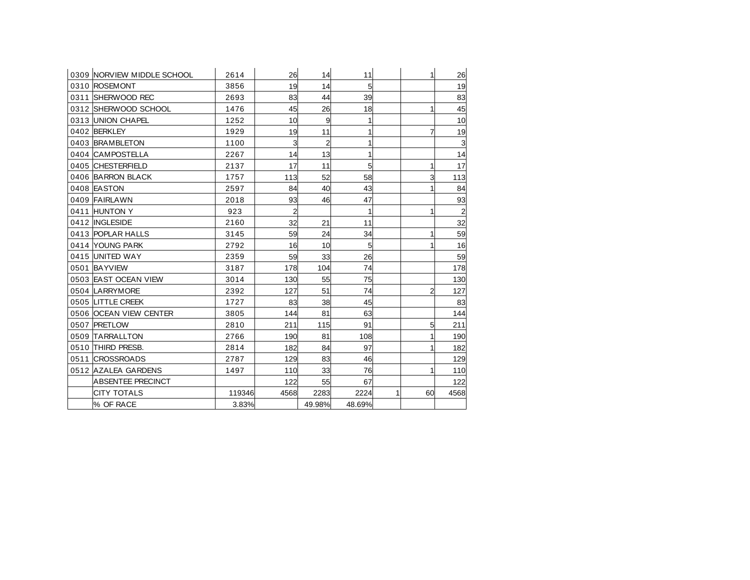| | | | | | | | | |
|---|---|---|---|---|---|---|---|---|
| 0309 | NORVIEW MIDDLE SCHOOL | 2614 | 26 | 14 | 11 | | 1 | 26 |
| 0310 | ROSEMONT | 3856 | 19 | 14 | 5 | | | 19 |
| 0311 | SHERWOOD REC | 2693 | 83 | 44 | 39 | | | 83 |
| 0312 | SHERWOOD SCHOOL | 1476 | 45 | 26 | 18 | | 1 | 45 |
| 0313 | UNION CHAPEL | 1252 | 10 | 9 | 1 | | | 10 |
| 0402 | BERKLEY | 1929 | 19 | 11 | 1 | | 7 | 19 |
| 0403 | BRAMBLETON | 1100 | 3 | 2 | 1 | | | 3 |
| 0404 | CAMPOSTELLA | 2267 | 14 | 13 | 1 | | | 14 |
| 0405 | CHESTERFIELD | 2137 | 17 | 11 | 5 | | 1 | 17 |
| 0406 | BARRON BLACK | 1757 | 113 | 52 | 58 | | 3 | 113 |
| 0408 | EASTON | 2597 | 84 | 40 | 43 | | 1 | 84 |
| 0409 | FAIRLAWN | 2018 | 93 | 46 | 47 | | | 93 |
| 0411 | HUNTON Y | 923 | 2 | | 1 | | 1 | 2 |
| 0412 | INGLESIDE | 2160 | 32 | 21 | 11 | | | 32 |
| 0413 | POPLAR HALLS | 3145 | 59 | 24 | 34 | | 1 | 59 |
| 0414 | YOUNG PARK | 2792 | 16 | 10 | 5 | | 1 | 16 |
| 0415 | UNITED WAY | 2359 | 59 | 33 | 26 | | | 59 |
| 0501 | BAYVIEW | 3187 | 178 | 104 | 74 | | | 178 |
| 0503 | EAST OCEAN VIEW | 3014 | 130 | 55 | 75 | | | 130 |
| 0504 | LARRYMORE | 2392 | 127 | 51 | 74 | | 2 | 127 |
| 0505 | LITTLE CREEK | 1727 | 83 | 38 | 45 | | | 83 |
| 0506 | OCEAN VIEW CENTER | 3805 | 144 | 81 | 63 | | | 144 |
| 0507 | PRETLOW | 2810 | 211 | 115 | 91 | | 5 | 211 |
| 0509 | TARRALLTON | 2766 | 190 | 81 | 108 | | 1 | 190 |
| 0510 | THIRD PRESB. | 2814 | 182 | 84 | 97 | | 1 | 182 |
| 0511 | CROSSROADS | 2787 | 129 | 83 | 46 | | | 129 |
| 0512 | AZALEA GARDENS | 1497 | 110 | 33 | 76 | | 1 | 110 |
| | ABSENTEE PRECINCT | | 122 | 55 | 67 | | | 122 |
| | CITY TOTALS | 119346 | 4568 | 2283 | 2224 | 1 | 60 | 4568 |
| | % OF RACE | 3.83% | | 49.98% | 48.69% | | | |